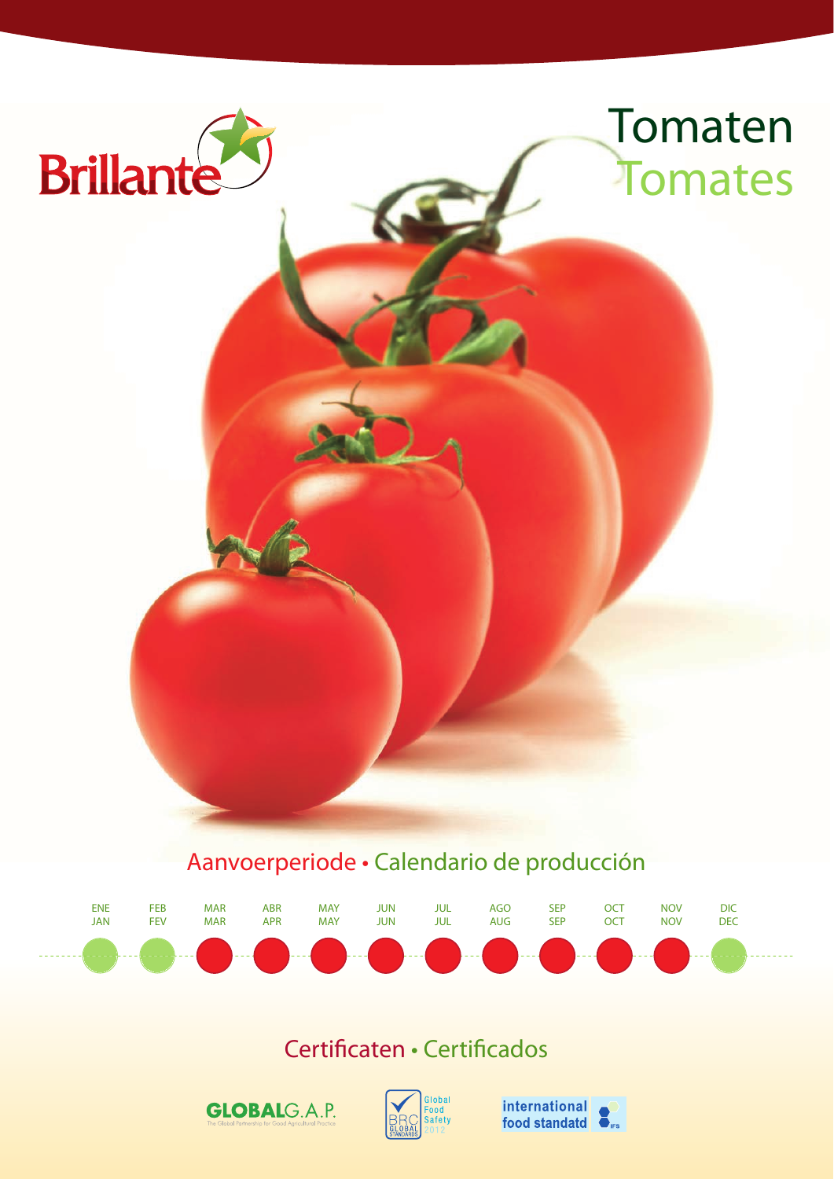Brillante

# Tomaten
# Tomates

## Aanvoerperiode • Calendario de producción

| ENE JAN | FEB FEV | MAR MAR | ABR APR | MAY MAY | JUN JUN | JUL JUL | AGO AUG | SEP SEP | OCT OCT | NOV NOV | DIC DEC |
|---|---|---|---|---|---|---|---|---|---|---|---|

## Certificaten • Certificados

GLOBALG.A.P. The Global Partnership for Good Agricultural Practice

BRC Global Standards Global Food Safety 2012

international food standatd IFS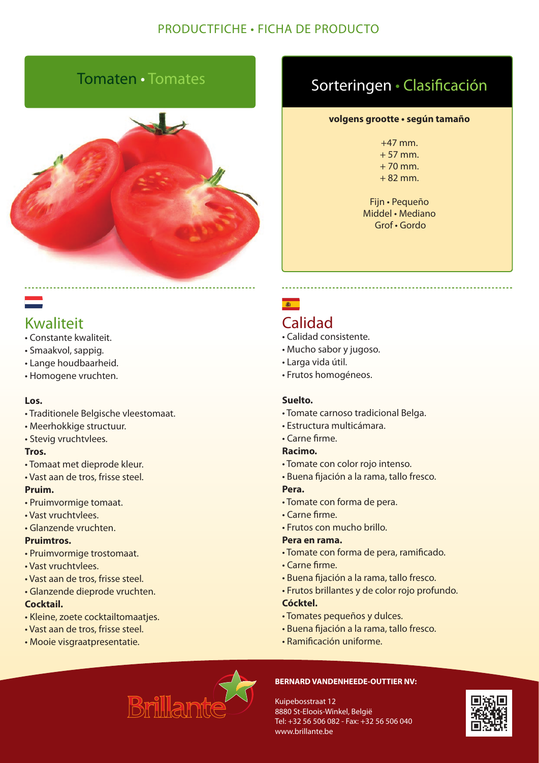PRODUCTFICHE • FICHA DE PRODUCTO

# Tomaten • Tomates

## Sorteringen • Clasificación

**volgens grootte • según tamaño**

+47 mm.
+ 57 mm.
+ 70 mm.
+ 82 mm.

Fijn • Pequeño
Middel • Mediano
Grof • Gordo

## Kwaliteit

- Constante kwaliteit.
- Smaakvol, sappig.
- Lange houdbaarheid.
- Homogene vruchten.

**Los.**

- Traditionele Belgische vleestomaat.
- Meerhokkige structuur.
- Stevig vruchtvlees.

**Tros.**

- Tomaat met dieprode kleur.
- Vast aan de tros, frisse steel.

**Pruim.**

- Pruimvormige tomaat.
- Vast vruchtvlees.
- Glanzende vruchten.

**Pruimtros.**

- Pruimvormige trostomaat.
- Vast vruchtvlees.
- Vast aan de tros, frisse steel.
- Glanzende dieprode vruchten.

**Cocktail.**

- Kleine, zoete cocktailtomaatjes.
- Vast aan de tros, frisse steel.
- Mooie visgraatpresentatie.

## Calidad

- Calidad consistente.
- Mucho sabor y jugoso.
- Larga vida útil.
- Frutos homogéneos.

**Suelto.**

- Tomate carnoso tradicional Belga.
- Estructura multicámara.
- Carne firme.

**Racimo.**

- Tomate con color rojo intenso.
- Buena fijación a la rama, tallo fresco.

**Pera.**

- Tomate con forma de pera.
- Carne firme.
- Frutos con mucho brillo.

**Pera en rama.**

- Tomate con forma de pera, ramificado.
- Carne firme.
- Buena fijación a la rama, tallo fresco.
- Frutos brillantes y de color rojo profundo.

**Cócktel.**

- Tomates pequeños y dulces.
- Buena fijación a la rama, tallo fresco.
- Ramificación uniforme.

Brillante

**BERNARD VANDENHEEDE-OUTTIER NV:**

Kuipebosstraat 12
8880 St-Eloois-Winkel, België
Tel: +32 56 506 082 - Fax: +32 56 506 040
www.brillante.be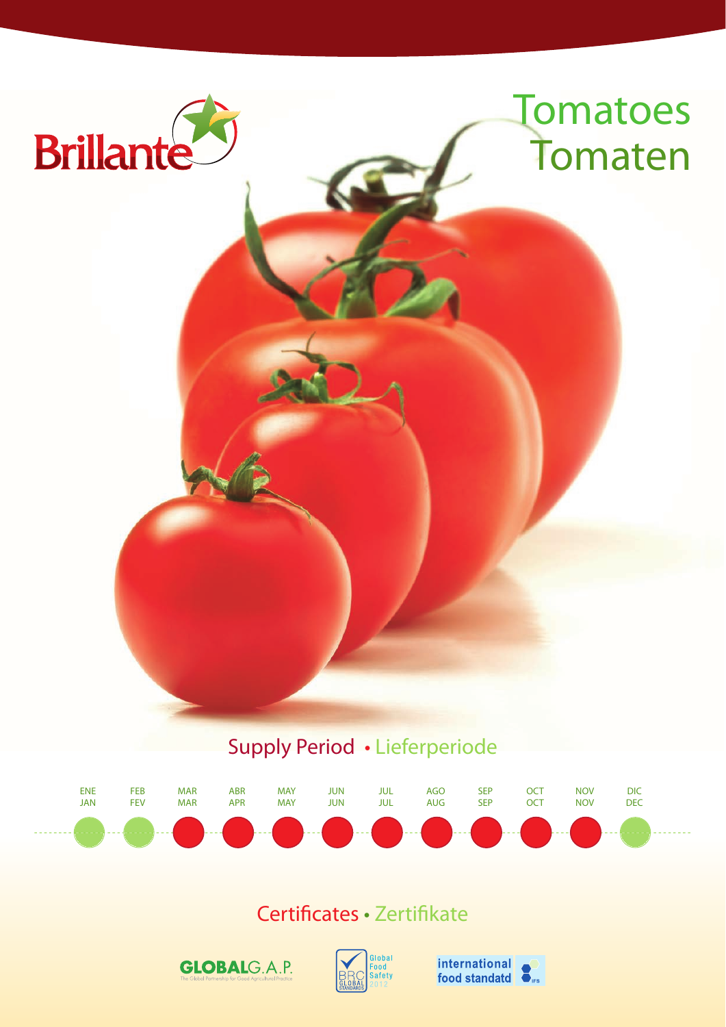Brillante

# Tomatoes
# Tomaten

## Supply Period • Lieferperiode

| ENE JAN | FEB FEV | MAR MAR | ABR APR | MAY MAY | JUN JUN | JUL JUL | AGO AUG | SEP SEP | OCT OCT | NOV NOV | DIC DEC |
|---|---|---|---|---|---|---|---|---|---|---|---|

## Certificates • Zertifikate

GLOBALG.A.P. The Global Partnership for Good Agricultural Practice

BRC Global Standards Global Food Safety 2012

international food standatd IFS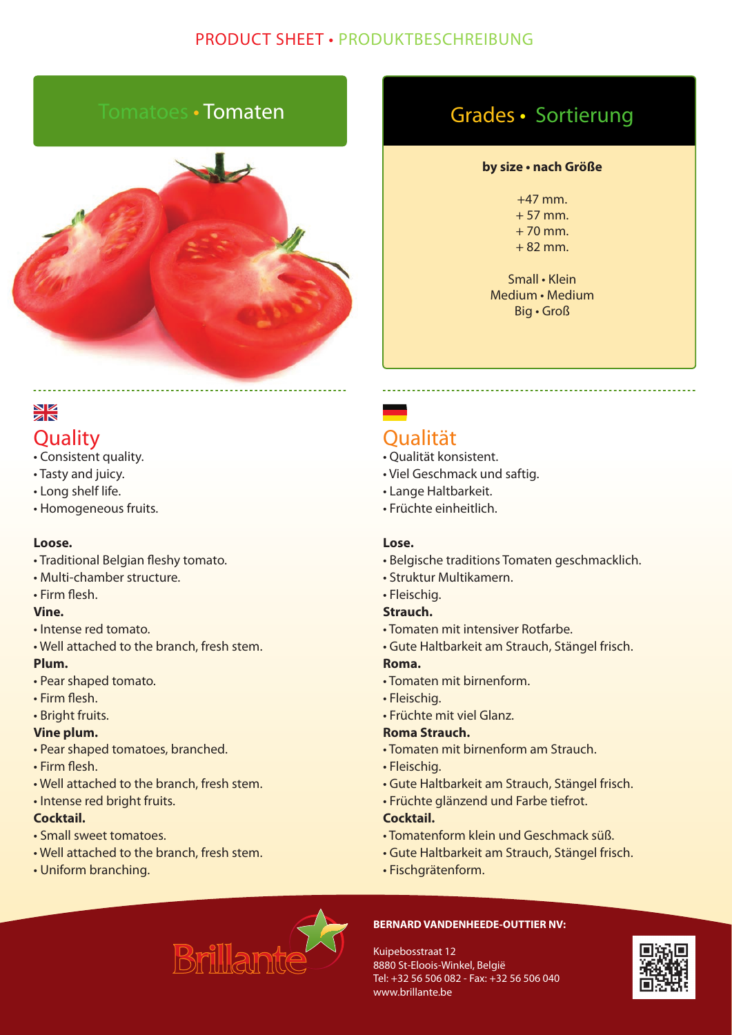PRODUCT SHEET • PRODUKTBESCHREIBUNG

# Tomatoes • Tomaten

## Grades • Sortierung

**by size • nach Größe**

+47 mm.
+ 57 mm.
+ 70 mm.
+ 82 mm.

Small • Klein
Medium • Medium
Big • Groß

## Quality

- Consistent quality.
- Tasty and juicy.
- Long shelf life.
- Homogeneous fruits.

**Loose.**

- Traditional Belgian fleshy tomato.
- Multi-chamber structure.
- Firm flesh.

**Vine.**

- Intense red tomato.
- Well attached to the branch, fresh stem.

**Plum.**

- Pear shaped tomato.
- Firm flesh.
- Bright fruits.

**Vine plum.**

- Pear shaped tomatoes, branched.
- Firm flesh.
- Well attached to the branch, fresh stem.
- Intense red bright fruits.

**Cocktail.**

- Small sweet tomatoes.
- Well attached to the branch, fresh stem.
- Uniform branching.

## Qualität

- Qualität konsistent.
- Viel Geschmack und saftig.
- Lange Haltbarkeit.
- Früchte einheitlich.

**Lose.**

- Belgische traditions Tomaten geschmacklich.
- Struktur Multikamern.
- Fleischig.

**Strauch.**

- Tomaten mit intensiver Rotfarbe.
- Gute Haltbarkeit am Strauch, Stängel frisch.

**Roma.**

- Tomaten mit birnenform.
- Fleischig.
- Früchte mit viel Glanz.

**Roma Strauch.**

- Tomaten mit birnenform am Strauch.
- Fleischig.
- Gute Haltbarkeit am Strauch, Stängel frisch.
- Früchte glänzend und Farbe tiefrot.

**Cocktail.**

- Tomatenform klein und Geschmack süß.
- Gute Haltbarkeit am Strauch, Stängel frisch.
- Fischgrätenform.

Brillante

**BERNARD VANDENHEEDE-OUTTIER NV:**

Kuipebosstraat 12
8880 St-Eloois-Winkel, België
Tel: +32 56 506 082 - Fax: +32 56 506 040
www.brillante.be